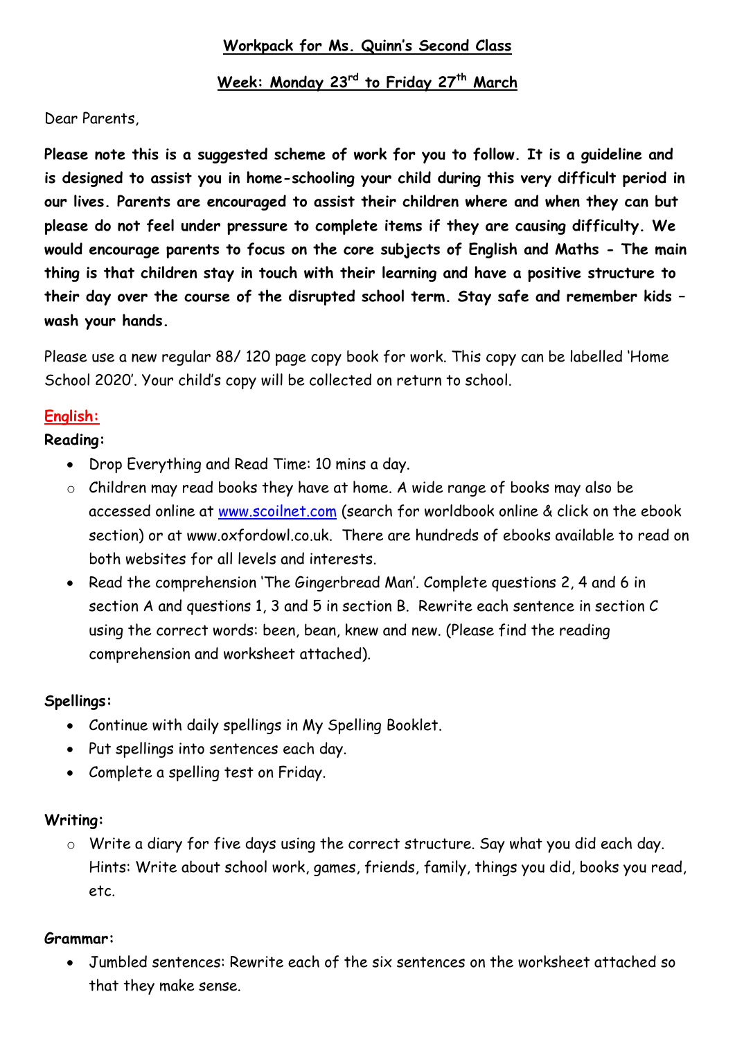**Workpack for Ms. Quinn's Second Class**

**Week: Monday 23rd to Friday 27th March**

Dear Parents,

**Please note this is a suggested scheme of work for you to follow. It is a guideline and is designed to assist you in home-schooling your child during this very difficult period in our lives. Parents are encouraged to assist their children where and when they can but please do not feel under pressure to complete items if they are causing difficulty. We would encourage parents to focus on the core subjects of English and Maths - The main thing is that children stay in touch with their learning and have a positive structure to their day over the course of the disrupted school term. Stay safe and remember kids – wash your hands.**

Please use a new regular 88/ 120 page copy book for work. This copy can be labelled 'Home School 2020'. Your child's copy will be collected on return to school.

## English:

**Reading:**

- Drop Everything and Read Time: 10 mins a day.
  - Children may read books they have at home. A wide range of books may also be accessed online at www.scoilnet.com (search for worldbook online & click on the ebook section) or at www.oxfordowl.co.uk. There are hundreds of ebooks available to read on both websites for all levels and interests.
- Read the comprehension 'The Gingerbread Man'. Complete questions 2, 4 and 6 in section A and questions 1, 3 and 5 in section B. Rewrite each sentence in section C using the correct words: been, bean, knew and new. (Please find the reading comprehension and worksheet attached).

**Spellings:**

- Continue with daily spellings in My Spelling Booklet.
- Put spellings into sentences each day.
- Complete a spelling test on Friday.

**Writing:**

- Write a diary for five days using the correct structure. Say what you did each day. Hints: Write about school work, games, friends, family, things you did, books you read, etc.

**Grammar:**

- Jumbled sentences: Rewrite each of the six sentences on the worksheet attached so that they make sense.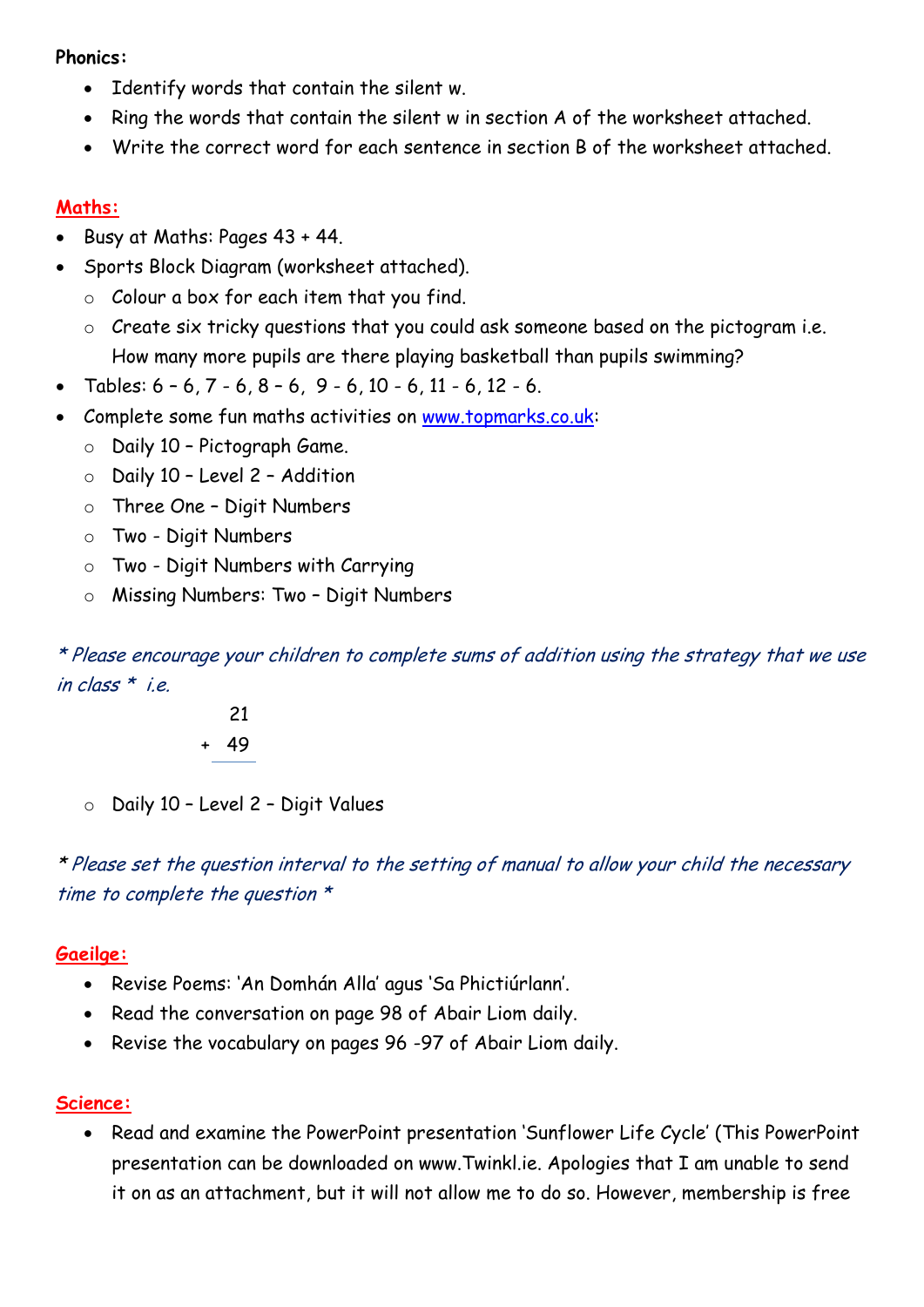**Phonics:**

- Identify words that contain the silent w.
- Ring the words that contain the silent w in section A of the worksheet attached.
- Write the correct word for each sentence in section B of the worksheet attached.

**Maths:**

- Busy at Maths: Pages 43 + 44.
- Sports Block Diagram (worksheet attached).
  - Colour a box for each item that you find.
  - Create six tricky questions that you could ask someone based on the pictogram i.e. How many more pupils are there playing basketball than pupils swimming?
- Tables: 6 – 6, 7 - 6, 8 – 6, 9 - 6, 10 - 6, 11 - 6, 12 - 6.
- Complete some fun maths activities on [www.topmarks.co.uk](http://www.topmarks.co.uk):
  - Daily 10 – Pictograph Game.
  - Daily 10 – Level 2 – Addition
  - Three One – Digit Numbers
  - Two - Digit Numbers
  - Two - Digit Numbers with Carrying
  - Missing Numbers: Two – Digit Numbers

*\* Please encourage your children to complete sums of addition using the strategy that we use in class \* i.e.*

```
   21
+  49
  ____
```

  - Daily 10 – Level 2 – Digit Values

*\* Please set the question interval to the setting of manual to allow your child the necessary time to complete the question \**

**Gaeilge:**

- Revise Poems: 'An Domhán Alla' agus 'Sa Phictiúrlann'.
- Read the conversation on page 98 of Abair Liom daily.
- Revise the vocabulary on pages 96 -97 of Abair Liom daily.

**Science:**

- Read and examine the PowerPoint presentation 'Sunflower Life Cycle' (This PowerPoint presentation can be downloaded on www.Twinkl.ie. Apologies that I am unable to send it on as an attachment, but it will not allow me to do so. However, membership is free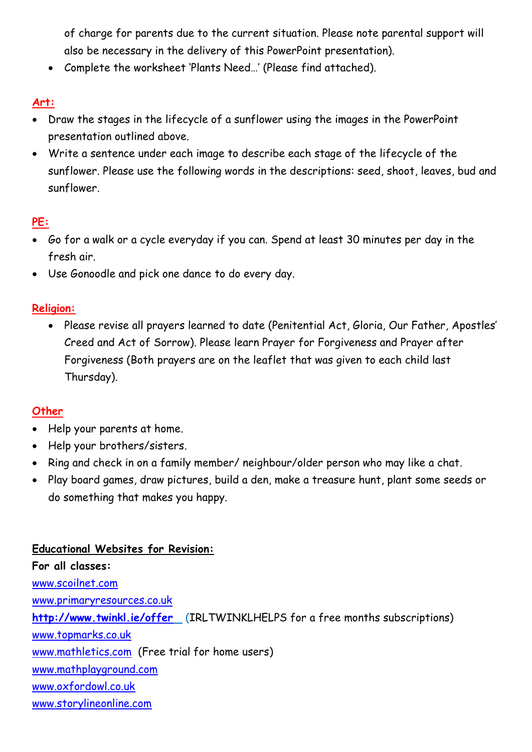of charge for parents due to the current situation. Please note parental support will also be necessary in the delivery of this PowerPoint presentation).

- Complete the worksheet 'Plants Need…' (Please find attached).

**Art:**

- Draw the stages in the lifecycle of a sunflower using the images in the PowerPoint presentation outlined above.
- Write a sentence under each image to describe each stage of the lifecycle of the sunflower. Please use the following words in the descriptions: seed, shoot, leaves, bud and sunflower.

**PE:**

- Go for a walk or a cycle everyday if you can. Spend at least 30 minutes per day in the fresh air.
- Use Gonoodle and pick one dance to do every day.

**Religion:**

- Please revise all prayers learned to date (Penitential Act, Gloria, Our Father, Apostles' Creed and Act of Sorrow). Please learn Prayer for Forgiveness and Prayer after Forgiveness (Both prayers are on the leaflet that was given to each child last Thursday).

**Other**

- Help your parents at home.
- Help your brothers/sisters.
- Ring and check in on a family member/ neighbour/older person who may like a chat.
- Play board games, draw pictures, build a den, make a treasure hunt, plant some seeds or do something that makes you happy.

**Educational Websites for Revision:**

**For all classes:**

www.scoilnet.com

www.primaryresources.co.uk

**http://www.twinkl.ie/offer** (IRLTWINKLHELPS for a free months subscriptions)

www.topmarks.co.uk

www.mathletics.com (Free trial for home users)

www.mathplayground.com

www.oxfordowl.co.uk

www.storylineonline.com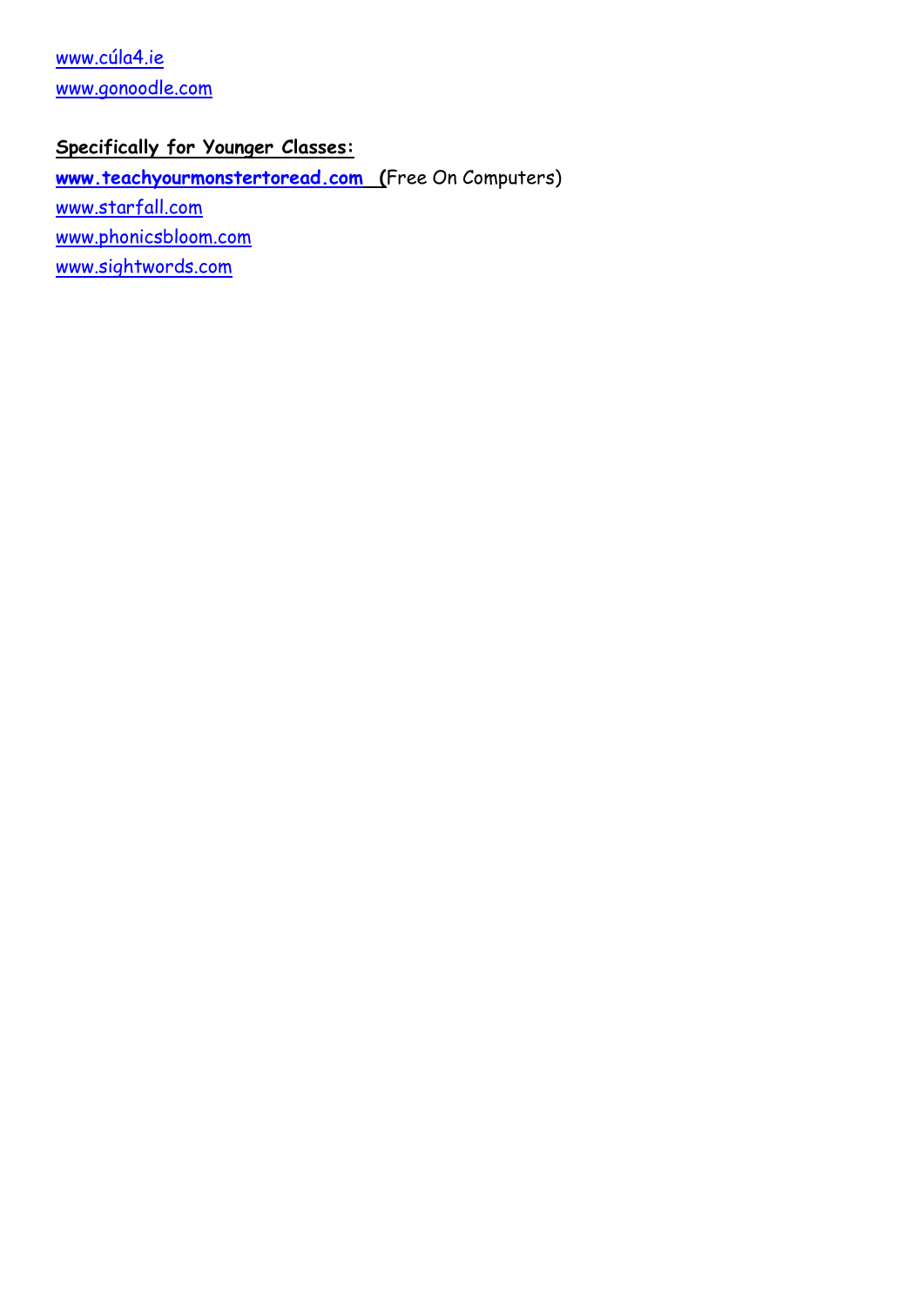www.cúla4.ie
www.gonoodle.com

**Specifically for Younger Classes:**

**www.teachyourmonstertoread.com** (Free On Computers)
www.starfall.com
www.phonicsbloom.com
www.sightwords.com